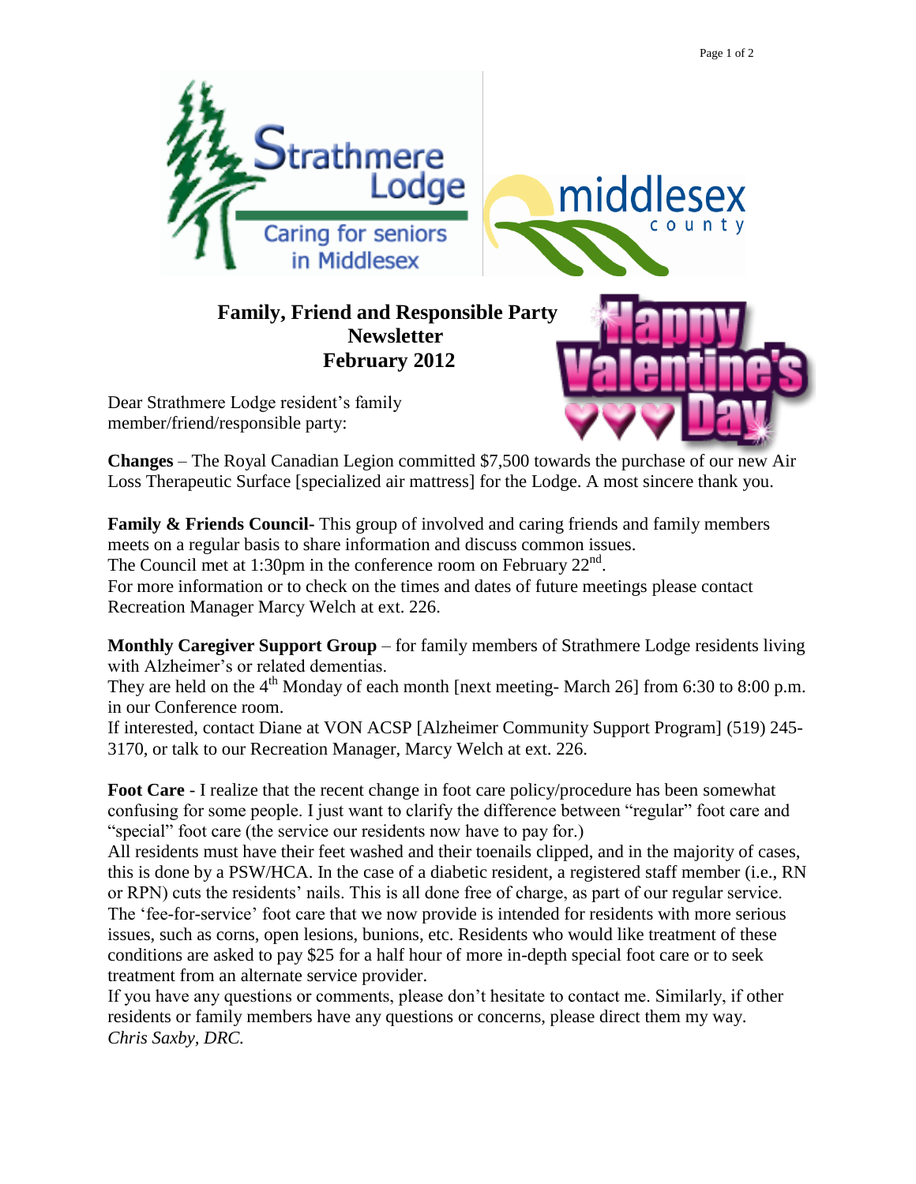**Family, Friend and Responsible Party Newsletter February 2012**

Dear Strathmere Lodge resident's family member/friend/responsible party:

**Changes** – The Royal Canadian Legion committed $7,500 towards the purchase of our new Air Loss Therapeutic Surface [specialized air mattress] for the Lodge. A most sincere thank you.

**Family & Friends Council-** This group of involved and caring friends and family members meets on a regular basis to share information and discuss common issues.
The Council met at 1:30pm in the conference room on February 22nd.
For more information or to check on the times and dates of future meetings please contact Recreation Manager Marcy Welch at ext. 226.

**Monthly Caregiver Support Group** – for family members of Strathmere Lodge residents living with Alzheimer's or related dementias.
They are held on the 4th Monday of each month [next meeting- March 26] from 6:30 to 8:00 p.m. in our Conference room.
If interested, contact Diane at VON ACSP [Alzheimer Community Support Program] (519) 245-3170, or talk to our Recreation Manager, Marcy Welch at ext. 226.

**Foot Care** - I realize that the recent change in foot care policy/procedure has been somewhat confusing for some people. I just want to clarify the difference between "regular" foot care and "special" foot care (the service our residents now have to pay for.)
All residents must have their feet washed and their toenails clipped, and in the majority of cases, this is done by a PSW/HCA. In the case of a diabetic resident, a registered staff member (i.e., RN or RPN) cuts the residents' nails. This is all done free of charge, as part of our regular service. The 'fee-for-service' foot care that we now provide is intended for residents with more serious issues, such as corns, open lesions, bunions, etc. Residents who would like treatment of these conditions are asked to pay $25 for a half hour of more in-depth special foot care or to seek treatment from an alternate service provider.
If you have any questions or comments, please don't hesitate to contact me. Similarly, if other residents or family members have any questions or concerns, please direct them my way.
*Chris Saxby, DRC.*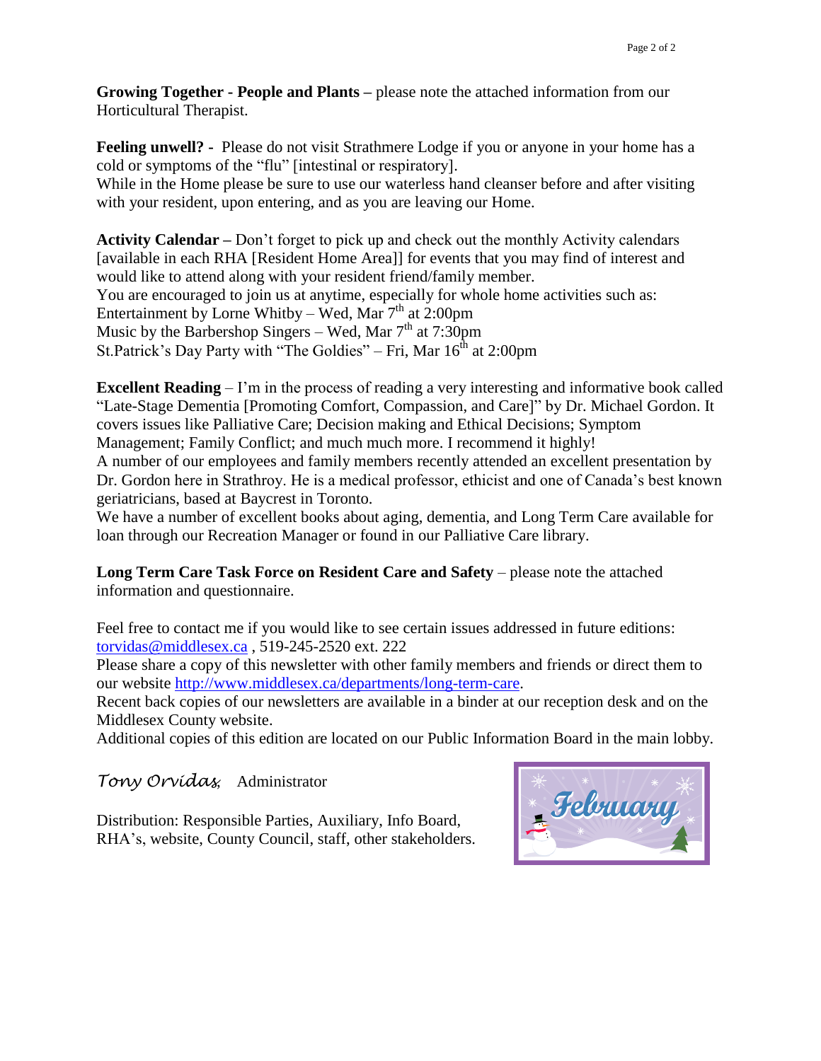**Growing Together - People and Plants –** please note the attached information from our Horticultural Therapist.

**Feeling unwell? -** Please do not visit Strathmere Lodge if you or anyone in your home has a cold or symptoms of the "flu" [intestinal or respiratory].
While in the Home please be sure to use our waterless hand cleanser before and after visiting with your resident, upon entering, and as you are leaving our Home.

**Activity Calendar –** Don't forget to pick up and check out the monthly Activity calendars [available in each RHA [Resident Home Area]] for events that you may find of interest and would like to attend along with your resident friend/family member.
You are encouraged to join us at anytime, especially for whole home activities such as:
Entertainment by Lorne Whitby – Wed, Mar 7th at 2:00pm
Music by the Barbershop Singers – Wed, Mar 7th at 7:30pm
St.Patrick's Day Party with "The Goldies" – Fri, Mar 16th at 2:00pm

**Excellent Reading** – I'm in the process of reading a very interesting and informative book called "Late-Stage Dementia [Promoting Comfort, Compassion, and Care]" by Dr. Michael Gordon. It covers issues like Palliative Care; Decision making and Ethical Decisions; Symptom Management; Family Conflict; and much much more. I recommend it highly!
A number of our employees and family members recently attended an excellent presentation by Dr. Gordon here in Strathroy. He is a medical professor, ethicist and one of Canada's best known geriatricians, based at Baycrest in Toronto.
We have a number of excellent books about aging, dementia, and Long Term Care available for loan through our Recreation Manager or found in our Palliative Care library.

**Long Term Care Task Force on Resident Care and Safety** – please note the attached information and questionnaire.

Feel free to contact me if you would like to see certain issues addressed in future editions: torvidas@middlesex.ca , 519-245-2520 ext. 222
Please share a copy of this newsletter with other family members and friends or direct them to our website http://www.middlesex.ca/departments/long-term-care.
Recent back copies of our newsletters are available in a binder at our reception desk and on the Middlesex County website.
Additional copies of this edition are located on our Public Information Board in the main lobby.

*Tony Orvidas,* Administrator

Distribution: Responsible Parties, Auxiliary, Info Board, RHA's, website, County Council, staff, other stakeholders.

February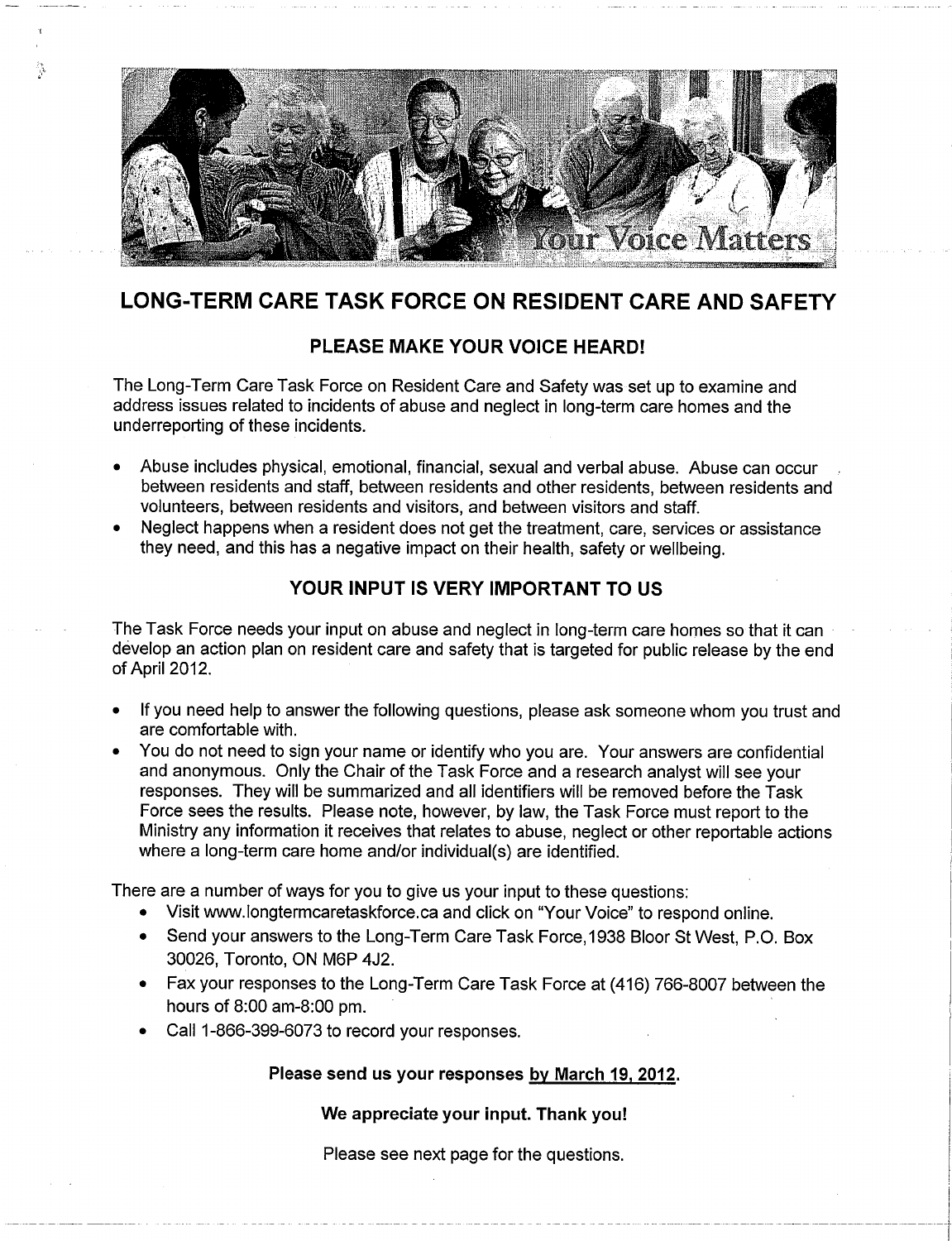# LONG-TERM CARE TASK FORCE ON RESIDENT CARE AND SAFETY

## PLEASE MAKE YOUR VOICE HEARD!

The Long-Term Care Task Force on Resident Care and Safety was set up to examine and address issues related to incidents of abuse and neglect in long-term care homes and the underreporting of these incidents.

- Abuse includes physical, emotional, financial, sexual and verbal abuse. Abuse can occur between residents and staff, between residents and other residents, between residents and volunteers, between residents and visitors, and between visitors and staff.
- Neglect happens when a resident does not get the treatment, care, services or assistance they need, and this has a negative impact on their health, safety or wellbeing.

## YOUR INPUT IS VERY IMPORTANT TO US

The Task Force needs your input on abuse and neglect in long-term care homes so that it can develop an action plan on resident care and safety that is targeted for public release by the end of April 2012.

- If you need help to answer the following questions, please ask someone whom you trust and are comfortable with.
- You do not need to sign your name or identify who you are. Your answers are confidential and anonymous. Only the Chair of the Task Force and a research analyst will see your responses. They will be summarized and all identifiers will be removed before the Task Force sees the results. Please note, however, by law, the Task Force must report to the Ministry any information it receives that relates to abuse, neglect or other reportable actions where a long-term care home and/or individual(s) are identified.

There are a number of ways for you to give us your input to these questions:

- Visit www.longtermcaretaskforce.ca and click on "Your Voice" to respond online.
- Send your answers to the Long-Term Care Task Force,1938 Bloor St West, P.O. Box 30026, Toronto, ON M6P 4J2.
- Fax your responses to the Long-Term Care Task Force at (416) 766-8007 between the hours of 8:00 am-8:00 pm.
- Call 1-866-399-6073 to record your responses.

**Please send us your responses by March 19, 2012.**

**We appreciate your input. Thank you!**

Please see next page for the questions.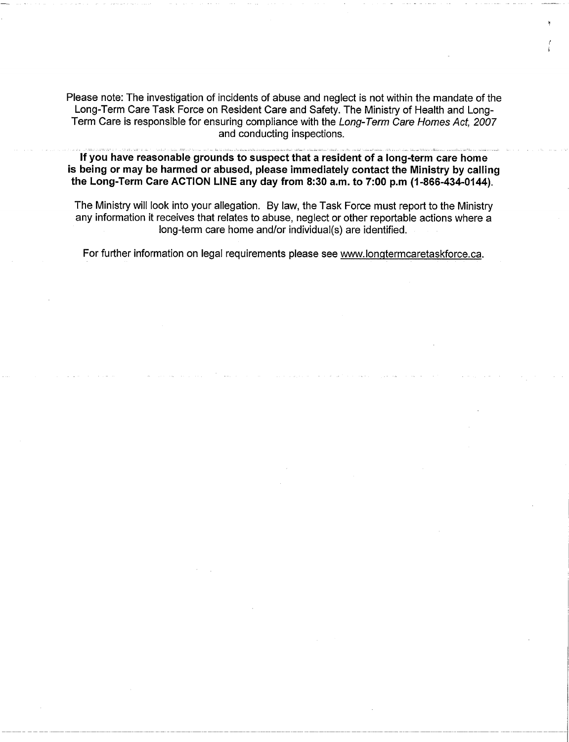Please note: The investigation of incidents of abuse and neglect is not within the mandate of the Long-Term Care Task Force on Resident Care and Safety. The Ministry of Health and Long-Term Care is responsible for ensuring compliance with the *Long-Term Care Homes Act, 2007* and conducting inspections.

**If you have reasonable grounds to suspect that a resident of a long-term care home is being or may be harmed or abused, please immediately contact the Ministry by calling the Long-Term Care ACTION LINE any day from 8:30 a.m. to 7:00 p.m (1-866-434-0144).**

The Ministry will look into your allegation. By law, the Task Force must report to the Ministry any information it receives that relates to abuse, neglect or other reportable actions where a long-term care home and/or individual(s) are identified.

For further information on legal requirements please see www.longtermcaretaskforce.ca.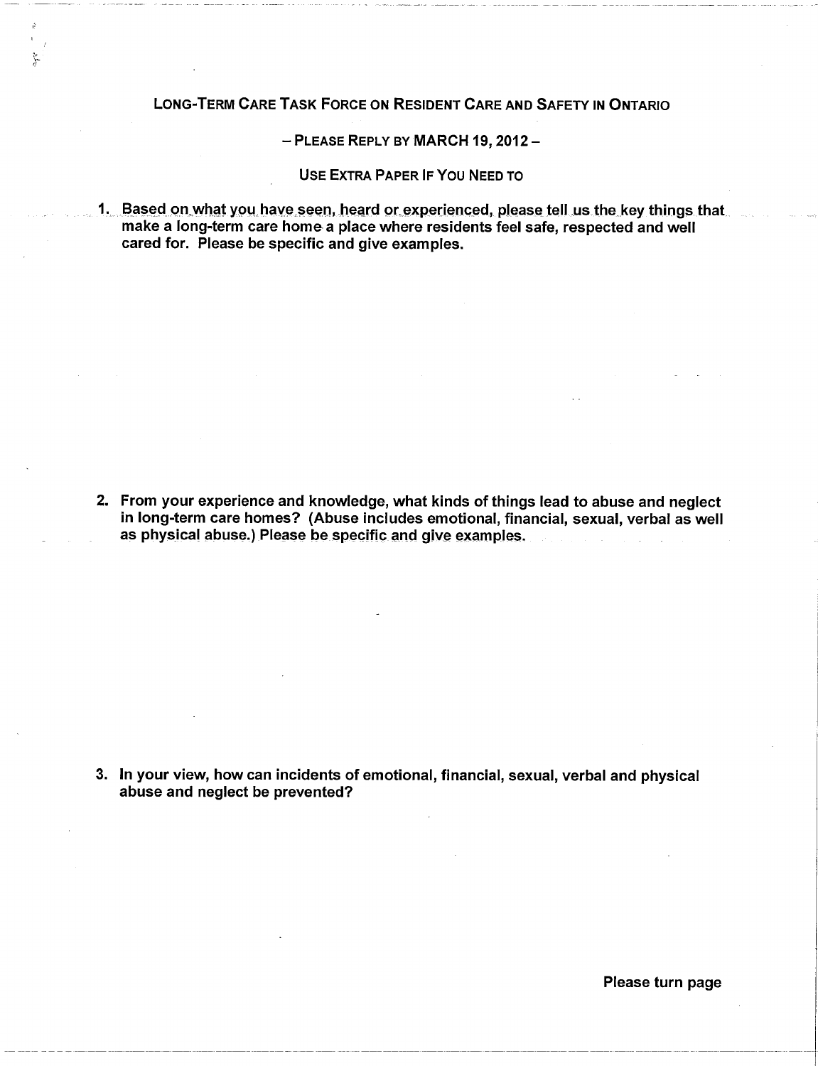## Long-Term Care Task Force on Resident Care and Safety in Ontario

**– Please Reply by MARCH 19, 2012 –**

Use Extra Paper If You Need to

1. **Based on what you have seen, heard or experienced, please tell us the key things that make a long-term care home a place where residents feel safe, respected and well cared for. Please be specific and give examples.**

2. **From your experience and knowledge, what kinds of things lead to abuse and neglect in long-term care homes? (Abuse includes emotional, financial, sexual, verbal as well as physical abuse.) Please be specific and give examples.**

3. **In your view, how can incidents of emotional, financial, sexual, verbal and physical abuse and neglect be prevented?**

**Please turn page**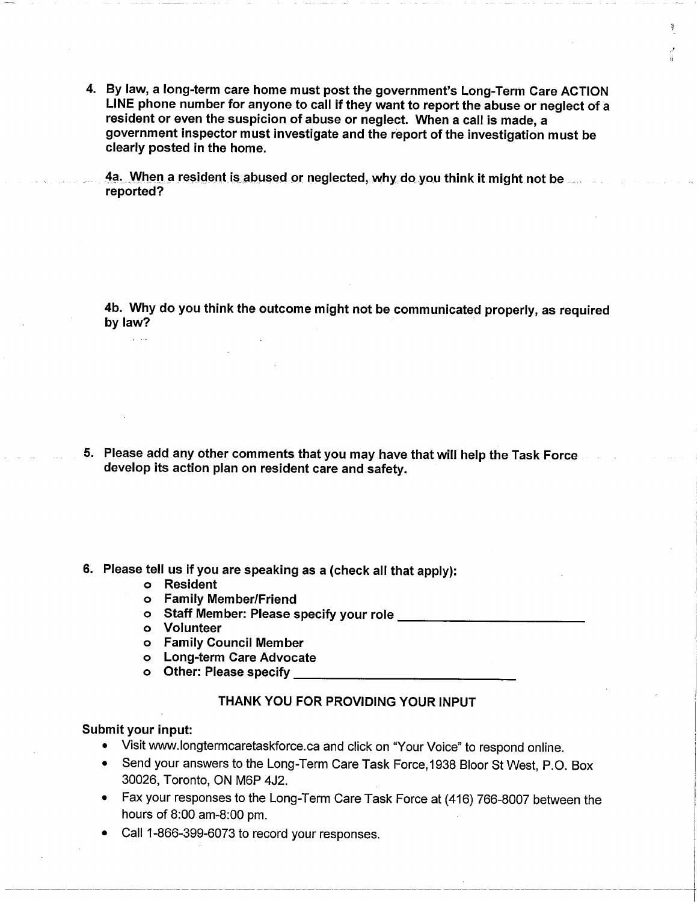**4. By law, a long-term care home must post the government's Long-Term Care ACTION LINE phone number for anyone to call if they want to report the abuse or neglect of a resident or even the suspicion of abuse or neglect. When a call is made, a government inspector must investigate and the report of the investigation must be clearly posted in the home.**

**4a. When a resident is abused or neglected, why do you think it might not be reported?**

**4b. Why do you think the outcome might not be communicated properly, as required by law?**

**5. Please add any other comments that you may have that will help the Task Force develop its action plan on resident care and safety.**

**6. Please tell us if you are speaking as a (check all that apply):**

- **Resident**
- **Family Member/Friend**
- **Staff Member: Please specify your role** ____________________
- **Volunteer**
- **Family Council Member**
- **Long-term Care Advocate**
- **Other: Please specify** ____________________

**THANK YOU FOR PROVIDING YOUR INPUT**

**Submit your input:**

- Visit www.longtermcaretaskforce.ca and click on "Your Voice" to respond online.
- Send your answers to the Long-Term Care Task Force,1938 Bloor St West, P.O. Box 30026, Toronto, ON M6P 4J2.
- Fax your responses to the Long-Term Care Task Force at (416) 766-8007 between the hours of 8:00 am-8:00 pm.
- Call 1-866-399-6073 to record your responses.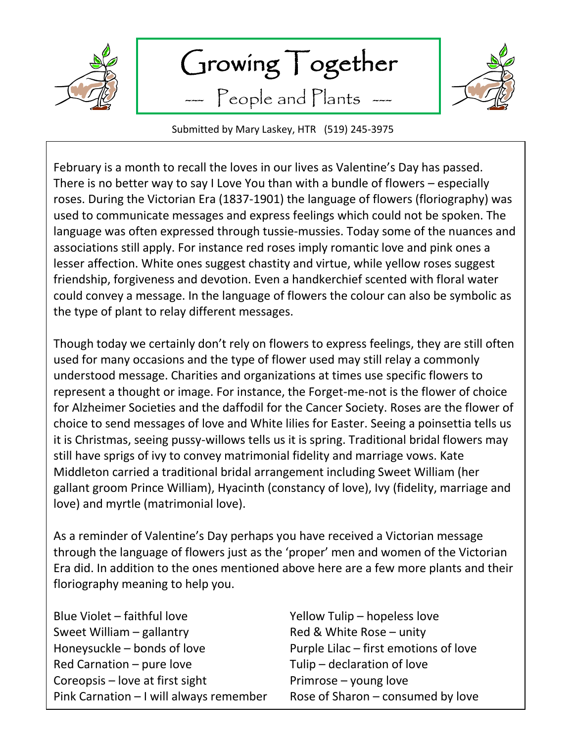# Growing Together

## --- People and Plants ---

Submitted by Mary Laskey, HTR (519) 245-3975

February is a month to recall the loves in our lives as Valentine's Day has passed. There is no better way to say I Love You than with a bundle of flowers – especially roses. During the Victorian Era (1837-1901) the language of flowers (floriography) was used to communicate messages and express feelings which could not be spoken. The language was often expressed through tussie-mussies. Today some of the nuances and associations still apply. For instance red roses imply romantic love and pink ones a lesser affection. White ones suggest chastity and virtue, while yellow roses suggest friendship, forgiveness and devotion. Even a handkerchief scented with floral water could convey a message. In the language of flowers the colour can also be symbolic as the type of plant to relay different messages.

Though today we certainly don't rely on flowers to express feelings, they are still often used for many occasions and the type of flower used may still relay a commonly understood message. Charities and organizations at times use specific flowers to represent a thought or image. For instance, the Forget-me-not is the flower of choice for Alzheimer Societies and the daffodil for the Cancer Society. Roses are the flower of choice to send messages of love and White lilies for Easter. Seeing a poinsettia tells us it is Christmas, seeing pussy-willows tells us it is spring. Traditional bridal flowers may still have sprigs of ivy to convey matrimonial fidelity and marriage vows. Kate Middleton carried a traditional bridal arrangement including Sweet William (her gallant groom Prince William), Hyacinth (constancy of love), Ivy (fidelity, marriage and love) and myrtle (matrimonial love).

As a reminder of Valentine's Day perhaps you have received a Victorian message through the language of flowers just as the 'proper' men and women of the Victorian Era did. In addition to the ones mentioned above here are a few more plants and their floriography meaning to help you.

Blue Violet – faithful love
Sweet William – gallantry
Honeysuckle – bonds of love
Red Carnation – pure love
Coreopsis – love at first sight
Pink Carnation – I will always remember

Yellow Tulip – hopeless love
Red & White Rose – unity
Purple Lilac – first emotions of love
Tulip – declaration of love
Primrose – young love
Rose of Sharon – consumed by love